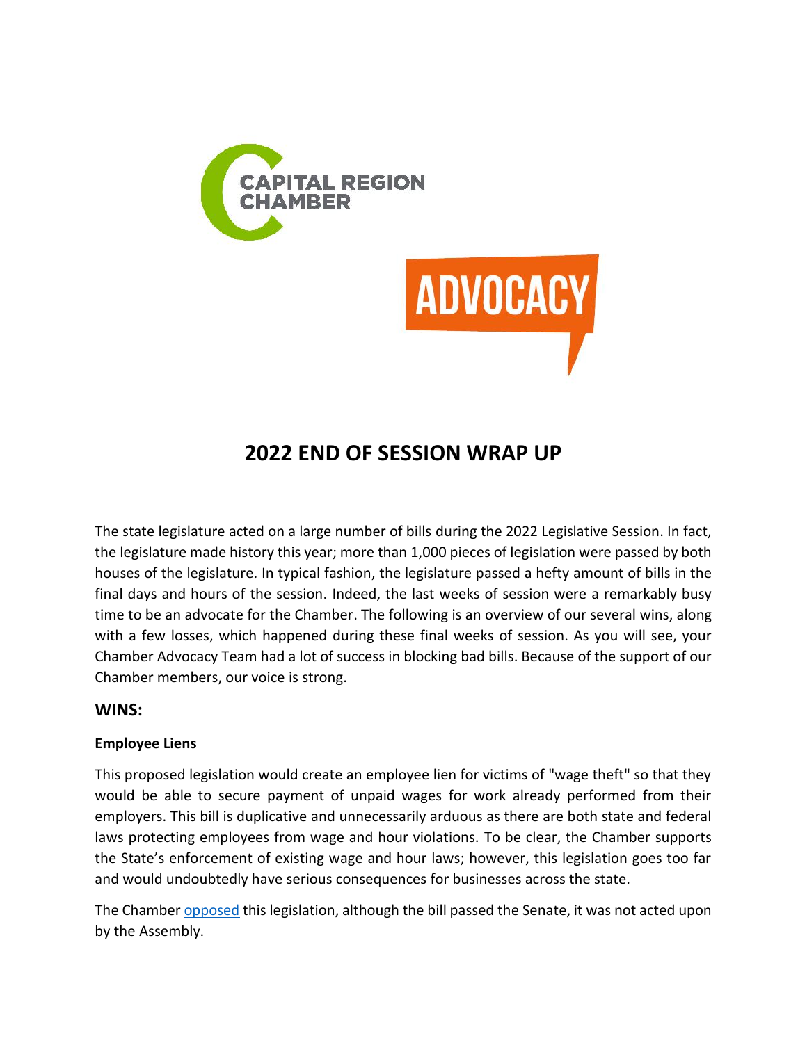CAPITAL REGION CHAMBER

ADVOCACY

# 2022 END OF SESSION WRAP UP

The state legislature acted on a large number of bills during the 2022 Legislative Session. In fact, the legislature made history this year; more than 1,000 pieces of legislation were passed by both houses of the legislature. In typical fashion, the legislature passed a hefty amount of bills in the final days and hours of the session. Indeed, the last weeks of session were a remarkably busy time to be an advocate for the Chamber. The following is an overview of our several wins, along with a few losses, which happened during these final weeks of session. As you will see, your Chamber Advocacy Team had a lot of success in blocking bad bills. Because of the support of our Chamber members, our voice is strong.

## WINS:

### Employee Liens

This proposed legislation would create an employee lien for victims of "wage theft" so that they would be able to secure payment of unpaid wages for work already performed from their employers. This bill is duplicative and unnecessarily arduous as there are both state and federal laws protecting employees from wage and hour violations. To be clear, the Chamber supports the State's enforcement of existing wage and hour laws; however, this legislation goes too far and would undoubtedly have serious consequences for businesses across the state.

The Chamber opposed this legislation, although the bill passed the Senate, it was not acted upon by the Assembly.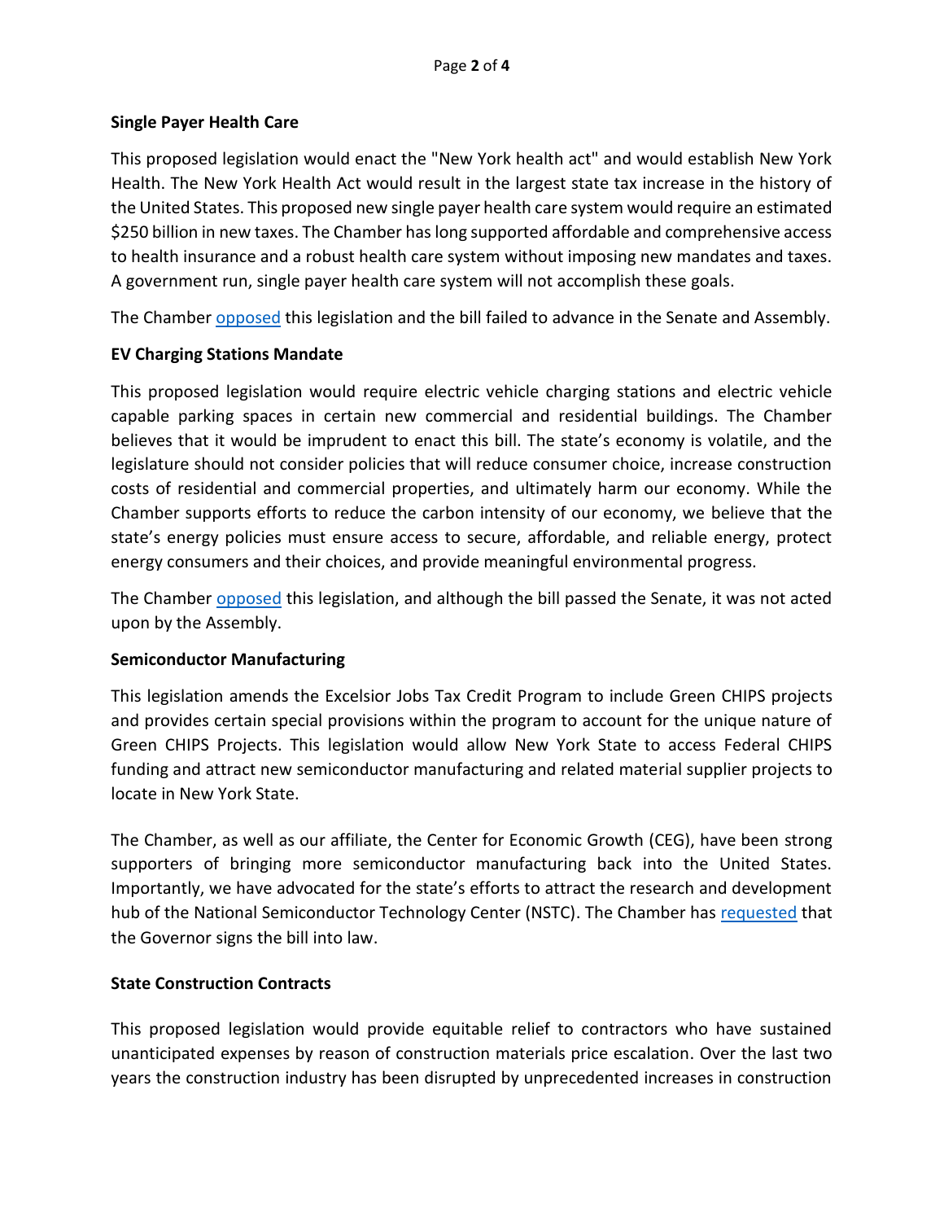**Single Payer Health Care**

This proposed legislation would enact the "New York health act" and would establish New York Health. The New York Health Act would result in the largest state tax increase in the history of the United States. This proposed new single payer health care system would require an estimated $250 billion in new taxes. The Chamber has long supported affordable and comprehensive access to health insurance and a robust health care system without imposing new mandates and taxes. A government run, single payer health care system will not accomplish these goals.

The Chamber opposed this legislation and the bill failed to advance in the Senate and Assembly.

**EV Charging Stations Mandate**

This proposed legislation would require electric vehicle charging stations and electric vehicle capable parking spaces in certain new commercial and residential buildings. The Chamber believes that it would be imprudent to enact this bill. The state's economy is volatile, and the legislature should not consider policies that will reduce consumer choice, increase construction costs of residential and commercial properties, and ultimately harm our economy. While the Chamber supports efforts to reduce the carbon intensity of our economy, we believe that the state's energy policies must ensure access to secure, affordable, and reliable energy, protect energy consumers and their choices, and provide meaningful environmental progress.

The Chamber opposed this legislation, and although the bill passed the Senate, it was not acted upon by the Assembly.

**Semiconductor Manufacturing**

This legislation amends the Excelsior Jobs Tax Credit Program to include Green CHIPS projects and provides certain special provisions within the program to account for the unique nature of Green CHIPS Projects. This legislation would allow New York State to access Federal CHIPS funding and attract new semiconductor manufacturing and related material supplier projects to locate in New York State.

The Chamber, as well as our affiliate, the Center for Economic Growth (CEG), have been strong supporters of bringing more semiconductor manufacturing back into the United States. Importantly, we have advocated for the state's efforts to attract the research and development hub of the National Semiconductor Technology Center (NSTC). The Chamber has requested that the Governor signs the bill into law.

**State Construction Contracts**

This proposed legislation would provide equitable relief to contractors who have sustained unanticipated expenses by reason of construction materials price escalation. Over the last two years the construction industry has been disrupted by unprecedented increases in construction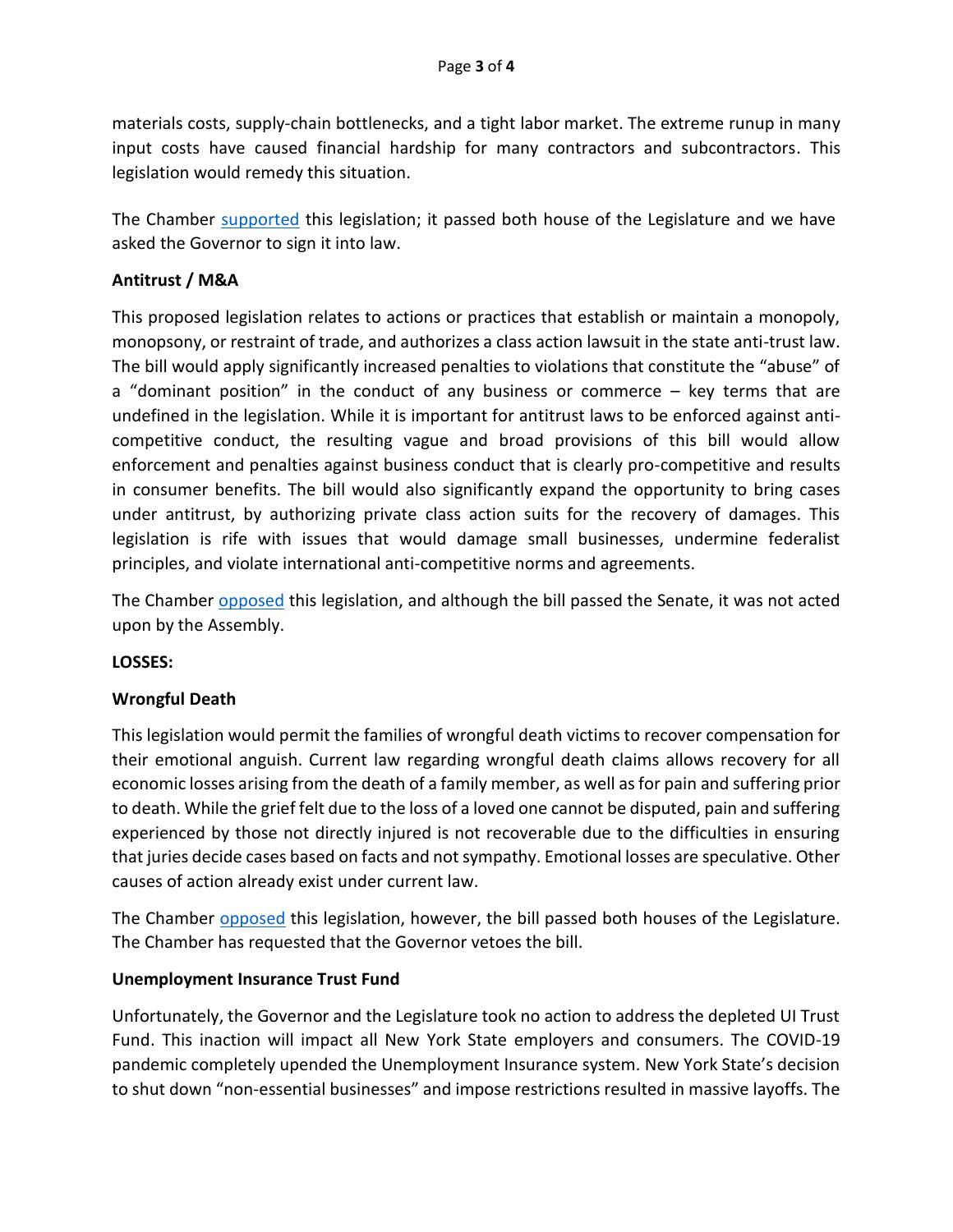materials costs, supply-chain bottlenecks, and a tight labor market. The extreme runup in many input costs have caused financial hardship for many contractors and subcontractors. This legislation would remedy this situation.

The Chamber supported this legislation; it passed both house of the Legislature and we have asked the Governor to sign it into law.

**Antitrust / M&A**

This proposed legislation relates to actions or practices that establish or maintain a monopoly, monopsony, or restraint of trade, and authorizes a class action lawsuit in the state anti-trust law. The bill would apply significantly increased penalties to violations that constitute the "abuse" of a "dominant position" in the conduct of any business or commerce – key terms that are undefined in the legislation. While it is important for antitrust laws to be enforced against anti-competitive conduct, the resulting vague and broad provisions of this bill would allow enforcement and penalties against business conduct that is clearly pro-competitive and results in consumer benefits. The bill would also significantly expand the opportunity to bring cases under antitrust, by authorizing private class action suits for the recovery of damages. This legislation is rife with issues that would damage small businesses, undermine federalist principles, and violate international anti-competitive norms and agreements.

The Chamber opposed this legislation, and although the bill passed the Senate, it was not acted upon by the Assembly.

**LOSSES:**

**Wrongful Death**

This legislation would permit the families of wrongful death victims to recover compensation for their emotional anguish. Current law regarding wrongful death claims allows recovery for all economic losses arising from the death of a family member, as well as for pain and suffering prior to death. While the grief felt due to the loss of a loved one cannot be disputed, pain and suffering experienced by those not directly injured is not recoverable due to the difficulties in ensuring that juries decide cases based on facts and not sympathy. Emotional losses are speculative. Other causes of action already exist under current law.

The Chamber opposed this legislation, however, the bill passed both houses of the Legislature. The Chamber has requested that the Governor vetoes the bill.

**Unemployment Insurance Trust Fund**

Unfortunately, the Governor and the Legislature took no action to address the depleted UI Trust Fund. This inaction will impact all New York State employers and consumers. The COVID-19 pandemic completely upended the Unemployment Insurance system. New York State's decision to shut down "non-essential businesses" and impose restrictions resulted in massive layoffs. The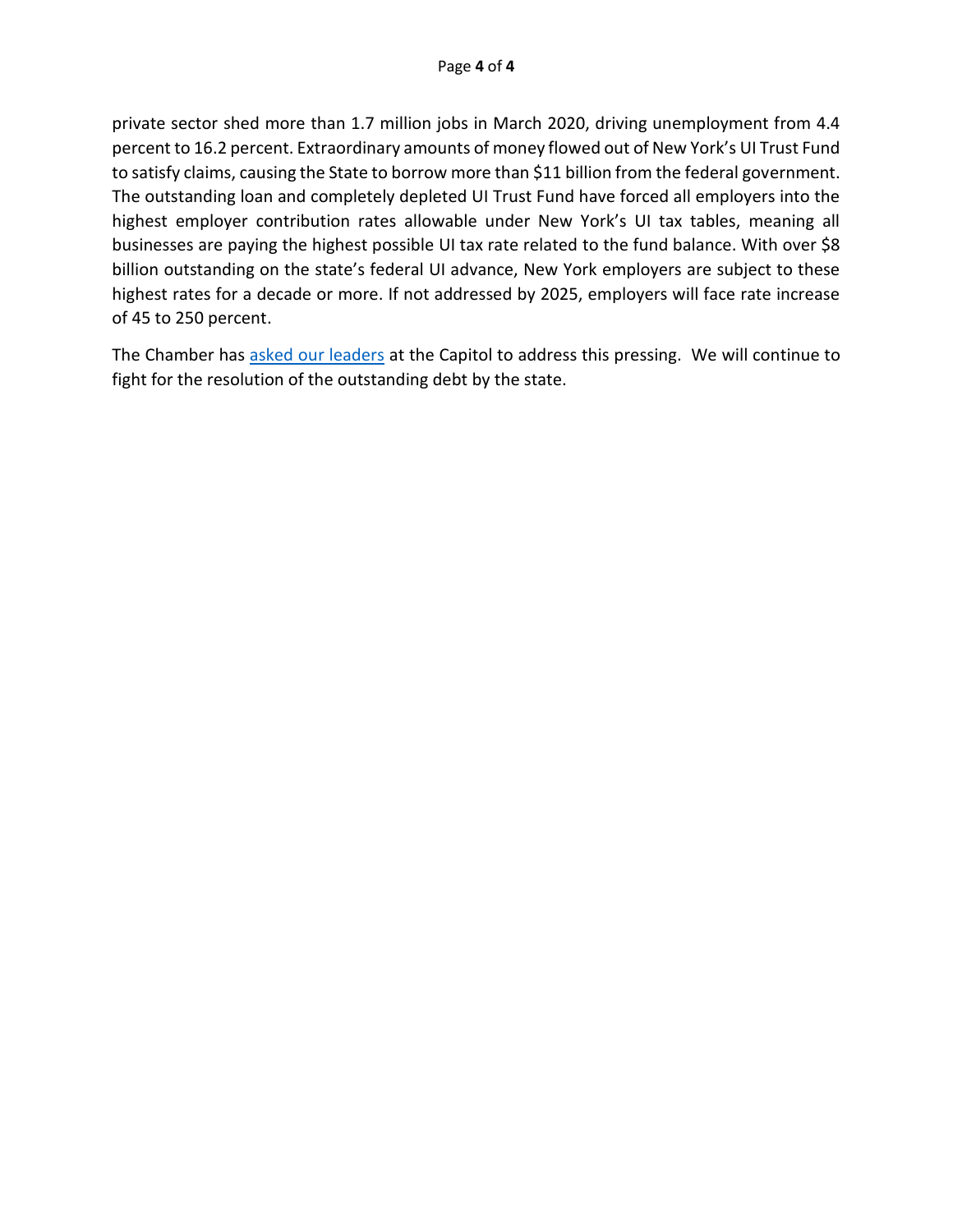private sector shed more than 1.7 million jobs in March 2020, driving unemployment from 4.4 percent to 16.2 percent. Extraordinary amounts of money flowed out of New York's UI Trust Fund to satisfy claims, causing the State to borrow more than $11 billion from the federal government. The outstanding loan and completely depleted UI Trust Fund have forced all employers into the highest employer contribution rates allowable under New York's UI tax tables, meaning all businesses are paying the highest possible UI tax rate related to the fund balance. With over $8 billion outstanding on the state's federal UI advance, New York employers are subject to these highest rates for a decade or more. If not addressed by 2025, employers will face rate increase of 45 to 250 percent.

The Chamber has asked our leaders at the Capitol to address this pressing. We will continue to fight for the resolution of the outstanding debt by the state.